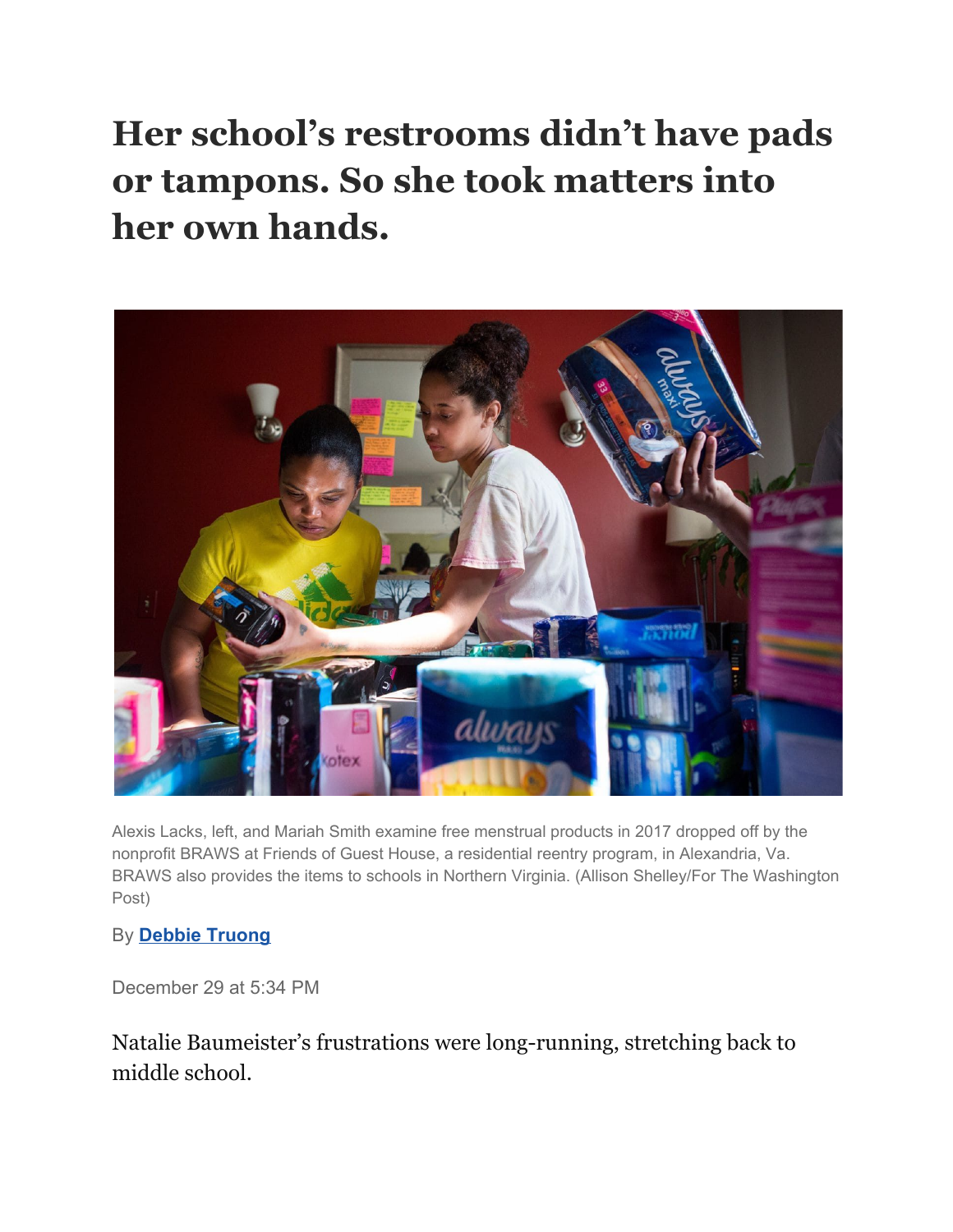# Her school's restrooms didn't have pads or tampons. So she took matters into her own hands.

Alexis Lacks, left, and Mariah Smith examine free menstrual products in 2017 dropped off by the nonprofit BRAWS at Friends of Guest House, a residential reentry program, in Alexandria, Va. BRAWS also provides the items to schools in Northern Virginia. (Allison Shelley/For The Washington Post)

By **Debbie Truong**

December 29 at 5:34 PM

Natalie Baumeister's frustrations were long-running, stretching back to middle school.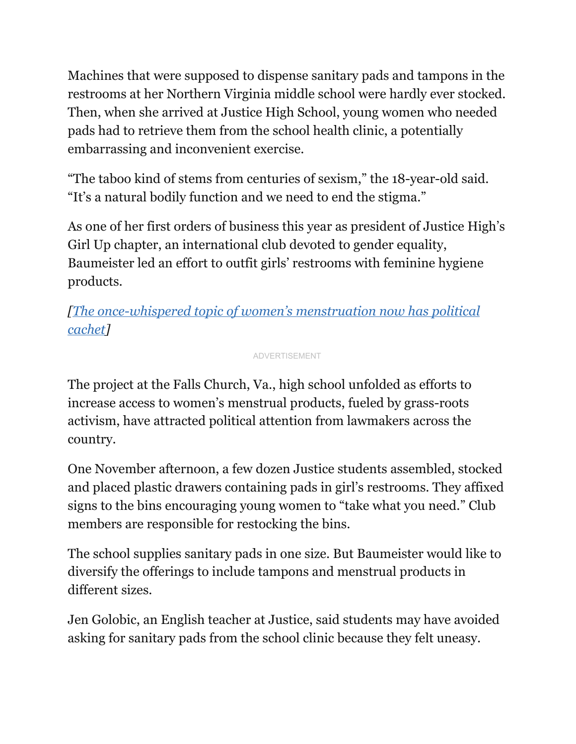Machines that were supposed to dispense sanitary pads and tampons in the restrooms at her Northern Virginia middle school were hardly ever stocked. Then, when she arrived at Justice High School, young women who needed pads had to retrieve them from the school health clinic, a potentially embarrassing and inconvenient exercise.

"The taboo kind of stems from centuries of sexism," the 18-year-old said. "It's a natural bodily function and we need to end the stigma."

As one of her first orders of business this year as president of Justice High's Girl Up chapter, an international club devoted to gender equality, Baumeister led an effort to outfit girls' restrooms with feminine hygiene products.

*[The once-whispered topic of women's menstruation now has political cachet]*

The project at the Falls Church, Va., high school unfolded as efforts to increase access to women's menstrual products, fueled by grass-roots activism, have attracted political attention from lawmakers across the country.

One November afternoon, a few dozen Justice students assembled, stocked and placed plastic drawers containing pads in girl's restrooms. They affixed signs to the bins encouraging young women to "take what you need." Club members are responsible for restocking the bins.

The school supplies sanitary pads in one size. But Baumeister would like to diversify the offerings to include tampons and menstrual products in different sizes.

Jen Golobic, an English teacher at Justice, said students may have avoided asking for sanitary pads from the school clinic because they felt uneasy.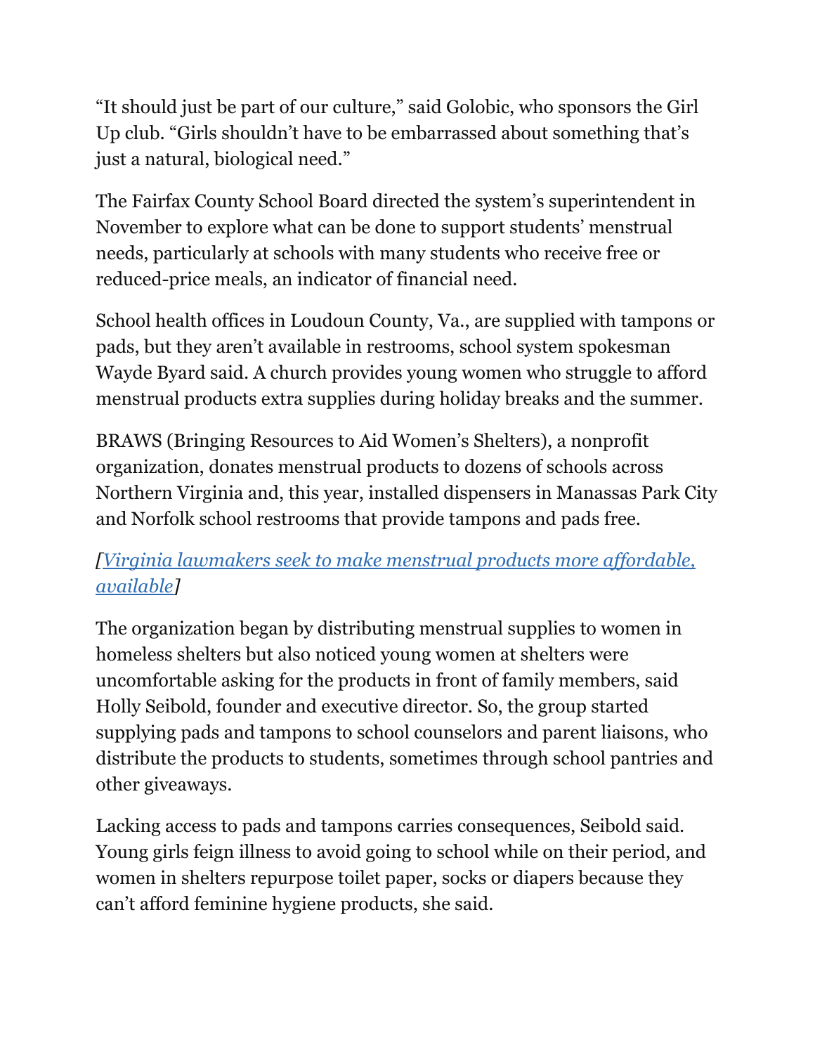"It should just be part of our culture," said Golobic, who sponsors the Girl Up club. "Girls shouldn't have to be embarrassed about something that's just a natural, biological need."

The Fairfax County School Board directed the system's superintendent in November to explore what can be done to support students' menstrual needs, particularly at schools with many students who receive free or reduced-price meals, an indicator of financial need.

School health offices in Loudoun County, Va., are supplied with tampons or pads, but they aren't available in restrooms, school system spokesman Wayde Byard said. A church provides young women who struggle to afford menstrual products extra supplies during holiday breaks and the summer.

BRAWS (Bringing Resources to Aid Women's Shelters), a nonprofit organization, donates menstrual products to dozens of schools across Northern Virginia and, this year, installed dispensers in Manassas Park City and Norfolk school restrooms that provide tampons and pads free.

*[Virginia lawmakers seek to make menstrual products more affordable, available]*

The organization began by distributing menstrual supplies to women in homeless shelters but also noticed young women at shelters were uncomfortable asking for the products in front of family members, said Holly Seibold, founder and executive director. So, the group started supplying pads and tampons to school counselors and parent liaisons, who distribute the products to students, sometimes through school pantries and other giveaways.

Lacking access to pads and tampons carries consequences, Seibold said. Young girls feign illness to avoid going to school while on their period, and women in shelters repurpose toilet paper, socks or diapers because they can't afford feminine hygiene products, she said.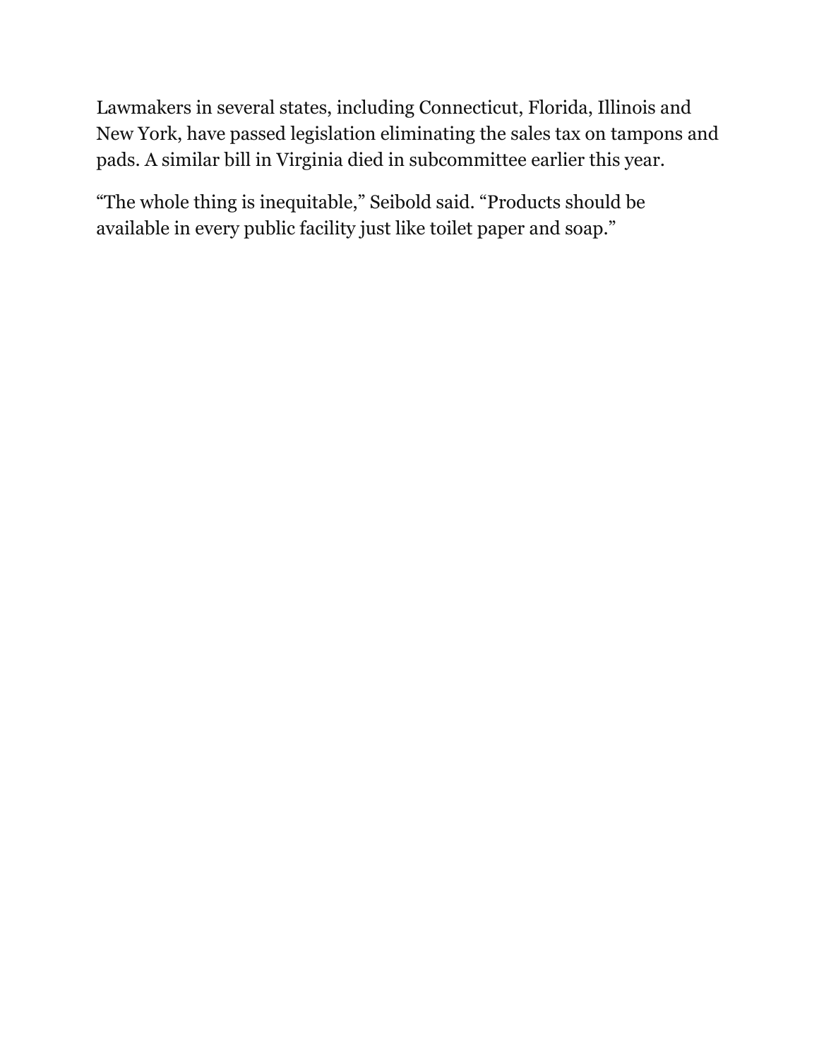Lawmakers in several states, including Connecticut, Florida, Illinois and New York, have passed legislation eliminating the sales tax on tampons and pads. A similar bill in Virginia died in subcommittee earlier this year.

“The whole thing is inequitable,” Seibold said. “Products should be available in every public facility just like toilet paper and soap.”